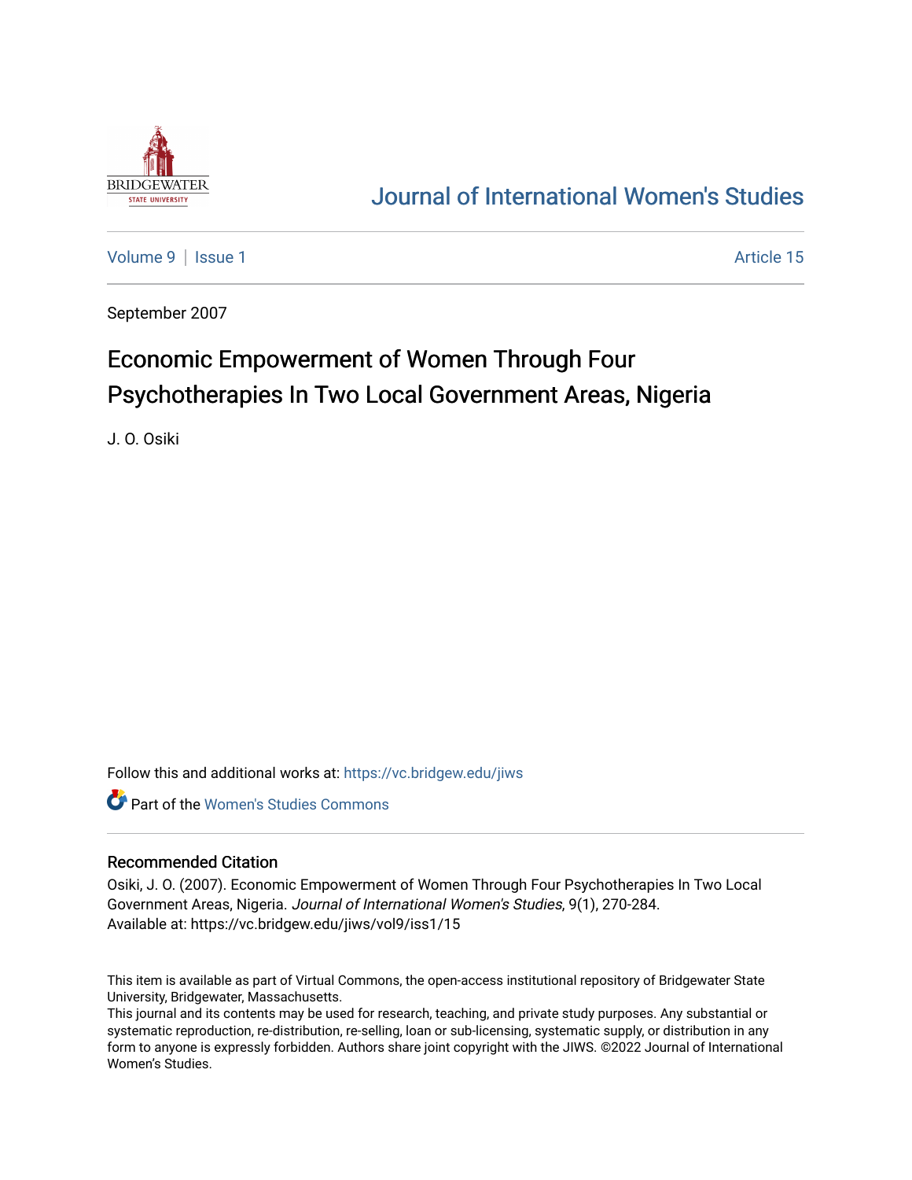# Journal of International Women's Studies

Volume 9 | Issue 1 Article 15

September 2007

## Economic Empowerment of Women Through Four Psychotherapies In Two Local Government Areas, Nigeria

J. O. Osiki

Follow this and additional works at: https://vc.bridgew.edu/jiws

Part of the Women's Studies Commons

### Recommended Citation

Osiki, J. O. (2007). Economic Empowerment of Women Through Four Psychotherapies In Two Local Government Areas, Nigeria. *Journal of International Women's Studies*, 9(1), 270-284.
Available at: https://vc.bridgew.edu/jiws/vol9/iss1/15

This item is available as part of Virtual Commons, the open-access institutional repository of Bridgewater State University, Bridgewater, Massachusetts.
This journal and its contents may be used for research, teaching, and private study purposes. Any substantial or systematic reproduction, re-distribution, re-selling, loan or sub-licensing, systematic supply, or distribution in any form to anyone is expressly forbidden. Authors share joint copyright with the JIWS. ©2022 Journal of International Women's Studies.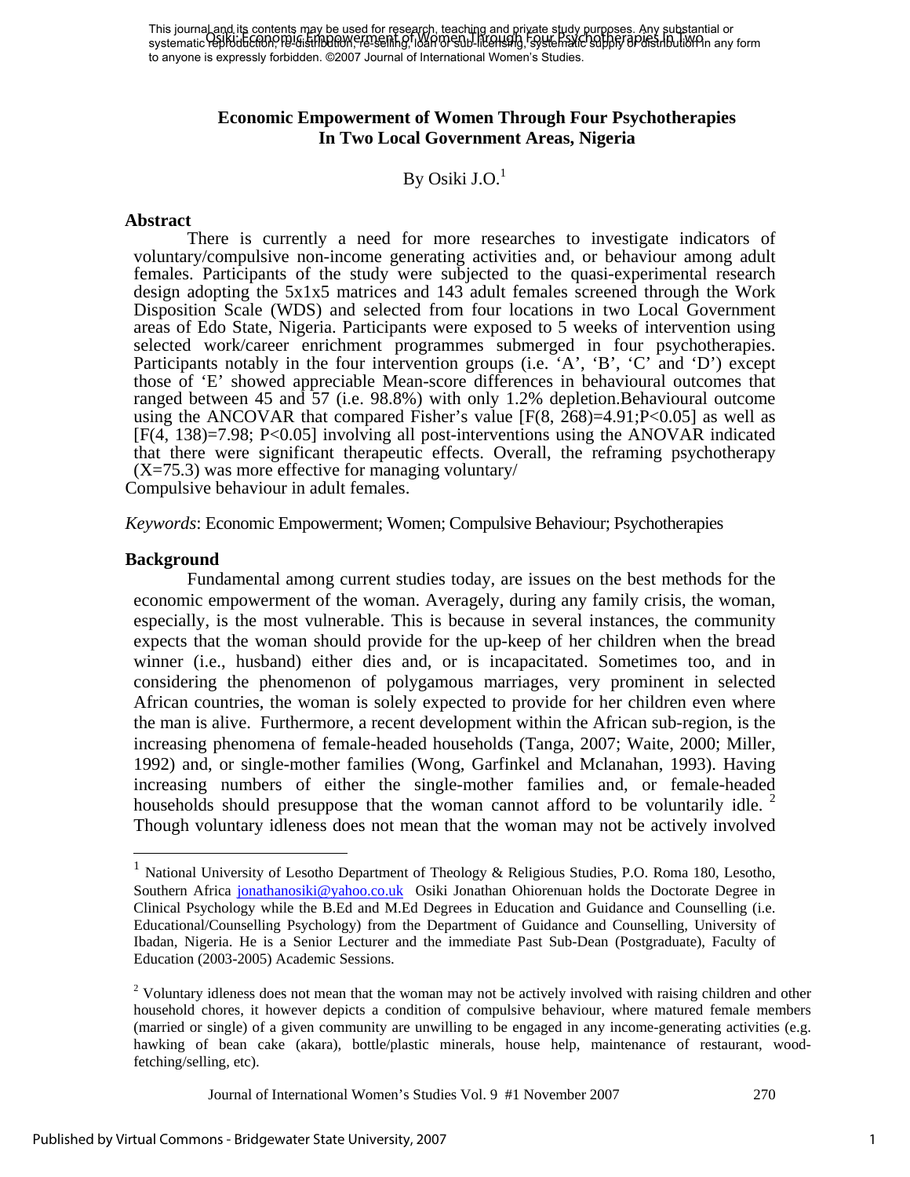This journal and its contents may be used for research, teaching and private study purposes. Any substantial or systematic reproduction, re-distribution, re-selling, loan or sub-licensing, systematic supply or distribution in any form to anyone is expressly forbidden. ©2007 Journal of International Women's Studies.

# Economic Empowerment of Women Through Four Psychotherapies In Two Local Government Areas, Nigeria

By Osiki J.O.[1]

## Abstract

There is currently a need for more researches to investigate indicators of voluntary/compulsive non-income generating activities and, or behaviour among adult females. Participants of the study were subjected to the quasi-experimental research design adopting the 5x1x5 matrices and 143 adult females screened through the Work Disposition Scale (WDS) and selected from four locations in two Local Government areas of Edo State, Nigeria. Participants were exposed to 5 weeks of intervention using selected work/career enrichment programmes submerged in four psychotherapies. Participants notably in the four intervention groups (i.e. 'A', 'B', 'C' and 'D') except those of 'E' showed appreciable Mean-score differences in behavioural outcomes that ranged between 45 and 57 (i.e. 98.8%) with only 1.2% depletion.Behavioural outcome using the ANCOVAR that compared Fisher's value [$F(8, 268)=4.91; P<0.05$] as well as [$F(4, 138)=7.98; P<0.05$] involving all post-interventions using the ANOVAR indicated that there were significant therapeutic effects. Overall, the reframing psychotherapy ($X=75.3$) was more effective for managing voluntary/ Compulsive behaviour in adult females.

*Keywords*: Economic Empowerment; Women; Compulsive Behaviour; Psychotherapies

## Background

Fundamental among current studies today, are issues on the best methods for the economic empowerment of the woman. Averagely, during any family crisis, the woman, especially, is the most vulnerable. This is because in several instances, the community expects that the woman should provide for the up-keep of her children when the bread winner (i.e., husband) either dies and, or is incapacitated. Sometimes too, and in considering the phenomenon of polygamous marriages, very prominent in selected African countries, the woman is solely expected to provide for her children even where the man is alive. Furthermore, a recent development within the African sub-region, is the increasing phenomena of female-headed households (Tanga, 2007; Waite, 2000; Miller, 1992) and, or single-mother families (Wong, Garfinkel and Mclanahan, 1993). Having increasing numbers of either the single-mother families and, or female-headed households should presuppose that the woman cannot afford to be voluntarily idle.[2] Though voluntary idleness does not mean that the woman may not be actively involved

---

[1] National University of Lesotho Department of Theology & Religious Studies, P.O. Roma 180, Lesotho, Southern Africa jonathanosiki@yahoo.co.uk Osiki Jonathan Ohiorenuan holds the Doctorate Degree in Clinical Psychology while the B.Ed and M.Ed Degrees in Education and Guidance and Counselling (i.e. Educational/Counselling Psychology) from the Department of Guidance and Counselling, University of Ibadan, Nigeria. He is a Senior Lecturer and the immediate Past Sub-Dean (Postgraduate), Faculty of Education (2003-2005) Academic Sessions.

[2] Voluntary idleness does not mean that the woman may not be actively involved with raising children and other household chores, it however depicts a condition of compulsive behaviour, where matured female members (married or single) of a given community are unwilling to be engaged in any income-generating activities (e.g. hawking of bean cake (akara), bottle/plastic minerals, house help, maintenance of restaurant, wood-fetching/selling, etc).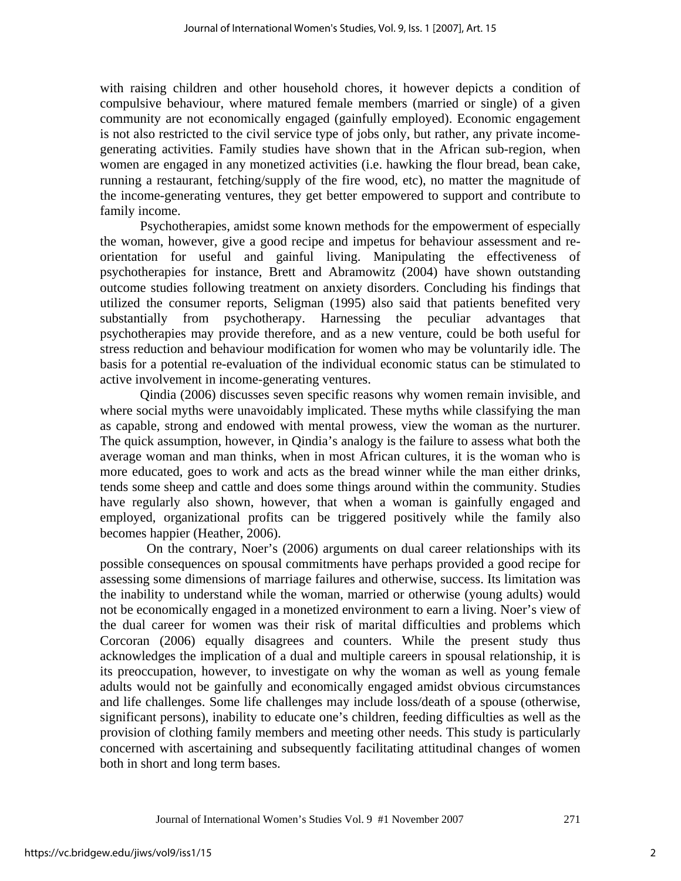with raising children and other household chores, it however depicts a condition of compulsive behaviour, where matured female members (married or single) of a given community are not economically engaged (gainfully employed). Economic engagement is not also restricted to the civil service type of jobs only, but rather, any private income-generating activities. Family studies have shown that in the African sub-region, when women are engaged in any monetized activities (i.e. hawking the flour bread, bean cake, running a restaurant, fetching/supply of the fire wood, etc), no matter the magnitude of the income-generating ventures, they get better empowered to support and contribute to family income.

Psychotherapies, amidst some known methods for the empowerment of especially the woman, however, give a good recipe and impetus for behaviour assessment and re-orientation for useful and gainful living. Manipulating the effectiveness of psychotherapies for instance, Brett and Abramowitz (2004) have shown outstanding outcome studies following treatment on anxiety disorders. Concluding his findings that utilized the consumer reports, Seligman (1995) also said that patients benefited very substantially from psychotherapy. Harnessing the peculiar advantages that psychotherapies may provide therefore, and as a new venture, could be both useful for stress reduction and behaviour modification for women who may be voluntarily idle. The basis for a potential re-evaluation of the individual economic status can be stimulated to active involvement in income-generating ventures.

Qindia (2006) discusses seven specific reasons why women remain invisible, and where social myths were unavoidably implicated. These myths while classifying the man as capable, strong and endowed with mental prowess, view the woman as the nurturer. The quick assumption, however, in Qindia's analogy is the failure to assess what both the average woman and man thinks, when in most African cultures, it is the woman who is more educated, goes to work and acts as the bread winner while the man either drinks, tends some sheep and cattle and does some things around within the community. Studies have regularly also shown, however, that when a woman is gainfully engaged and employed, organizational profits can be triggered positively while the family also becomes happier (Heather, 2006).

On the contrary, Noer's (2006) arguments on dual career relationships with its possible consequences on spousal commitments have perhaps provided a good recipe for assessing some dimensions of marriage failures and otherwise, success. Its limitation was the inability to understand while the woman, married or otherwise (young adults) would not be economically engaged in a monetized environment to earn a living. Noer's view of the dual career for women was their risk of marital difficulties and problems which Corcoran (2006) equally disagrees and counters. While the present study thus acknowledges the implication of a dual and multiple careers in spousal relationship, it is its preoccupation, however, to investigate on why the woman as well as young female adults would not be gainfully and economically engaged amidst obvious circumstances and life challenges. Some life challenges may include loss/death of a spouse (otherwise, significant persons), inability to educate one's children, feeding difficulties as well as the provision of clothing family members and meeting other needs. This study is particularly concerned with ascertaining and subsequently facilitating attitudinal changes of women both in short and long term bases.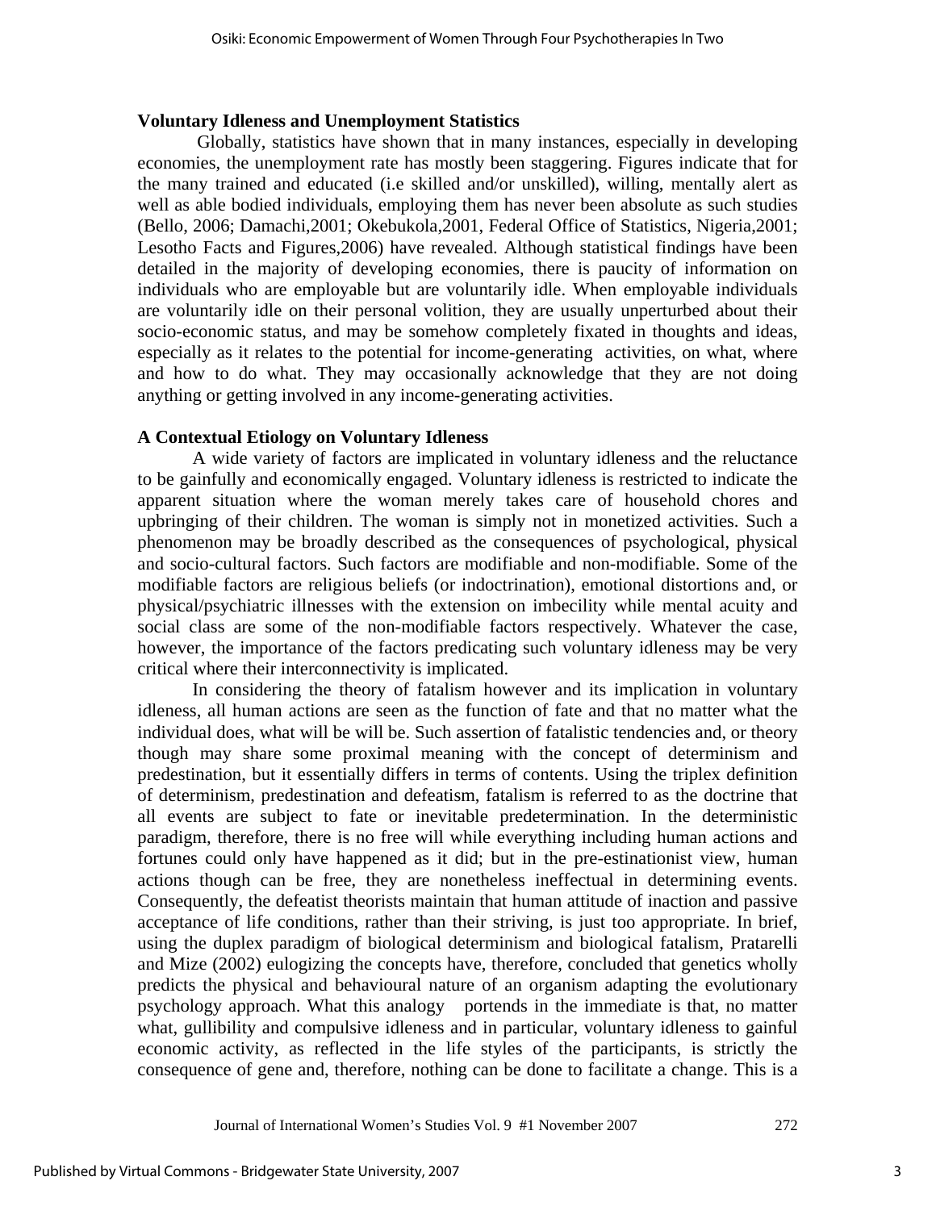### Voluntary Idleness and Unemployment Statistics

Globally, statistics have shown that in many instances, especially in developing economies, the unemployment rate has mostly been staggering. Figures indicate that for the many trained and educated (i.e skilled and/or unskilled), willing, mentally alert as well as able bodied individuals, employing them has never been absolute as such studies (Bello, 2006; Damachi,2001; Okebukola,2001, Federal Office of Statistics, Nigeria,2001; Lesotho Facts and Figures,2006) have revealed. Although statistical findings have been detailed in the majority of developing economies, there is paucity of information on individuals who are employable but are voluntarily idle. When employable individuals are voluntarily idle on their personal volition, they are usually unperturbed about their socio-economic status, and may be somehow completely fixated in thoughts and ideas, especially as it relates to the potential for income-generating activities, on what, where and how to do what. They may occasionally acknowledge that they are not doing anything or getting involved in any income-generating activities.

### A Contextual Etiology on Voluntary Idleness

A wide variety of factors are implicated in voluntary idleness and the reluctance to be gainfully and economically engaged. Voluntary idleness is restricted to indicate the apparent situation where the woman merely takes care of household chores and upbringing of their children. The woman is simply not in monetized activities. Such a phenomenon may be broadly described as the consequences of psychological, physical and socio-cultural factors. Such factors are modifiable and non-modifiable. Some of the modifiable factors are religious beliefs (or indoctrination), emotional distortions and, or physical/psychiatric illnesses with the extension on imbecility while mental acuity and social class are some of the non-modifiable factors respectively. Whatever the case, however, the importance of the factors predicating such voluntary idleness may be very critical where their interconnectivity is implicated.

In considering the theory of fatalism however and its implication in voluntary idleness, all human actions are seen as the function of fate and that no matter what the individual does, what will be will be. Such assertion of fatalistic tendencies and, or theory though may share some proximal meaning with the concept of determinism and predestination, but it essentially differs in terms of contents. Using the triplex definition of determinism, predestination and defeatism, fatalism is referred to as the doctrine that all events are subject to fate or inevitable predetermination. In the deterministic paradigm, therefore, there is no free will while everything including human actions and fortunes could only have happened as it did; but in the pre-estinationist view, human actions though can be free, they are nonetheless ineffectual in determining events. Consequently, the defeatist theorists maintain that human attitude of inaction and passive acceptance of life conditions, rather than their striving, is just too appropriate. In brief, using the duplex paradigm of biological determinism and biological fatalism, Pratarelli and Mize (2002) eulogizing the concepts have, therefore, concluded that genetics wholly predicts the physical and behavioural nature of an organism adapting the evolutionary psychology approach. What this analogy portends in the immediate is that, no matter what, gullibility and compulsive idleness and in particular, voluntary idleness to gainful economic activity, as reflected in the life styles of the participants, is strictly the consequence of gene and, therefore, nothing can be done to facilitate a change. This is a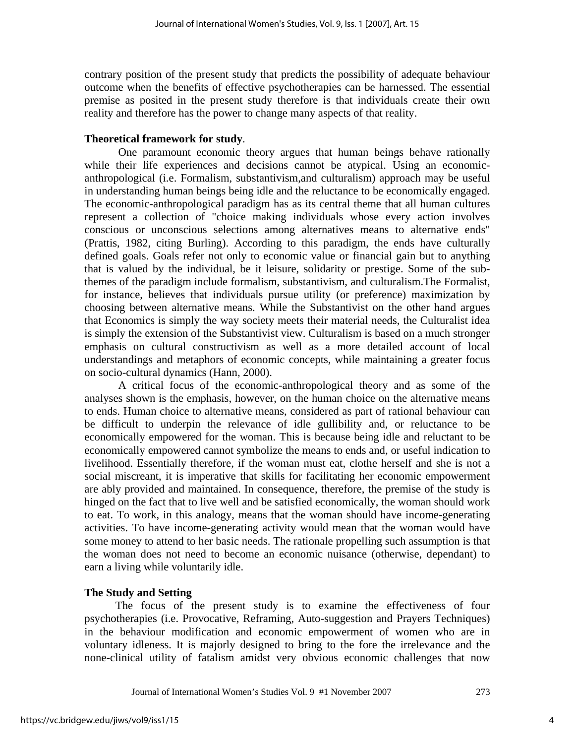contrary position of the present study that predicts the possibility of adequate behaviour outcome when the benefits of effective psychotherapies can be harnessed. The essential premise as posited in the present study therefore is that individuals create their own reality and therefore has the power to change many aspects of that reality.

**Theoretical framework for study**.

One paramount economic theory argues that human beings behave rationally while their life experiences and decisions cannot be atypical. Using an economic-anthropological (i.e. Formalism, substantivism,and culturalism) approach may be useful in understanding human beings being idle and the reluctance to be economically engaged. The economic-anthropological paradigm has as its central theme that all human cultures represent a collection of "choice making individuals whose every action involves conscious or unconscious selections among alternatives means to alternative ends" (Prattis, 1982, citing Burling). According to this paradigm, the ends have culturally defined goals. Goals refer not only to economic value or financial gain but to anything that is valued by the individual, be it leisure, solidarity or prestige. Some of the sub-themes of the paradigm include formalism, substantivism, and culturalism.The Formalist, for instance, believes that individuals pursue utility (or preference) maximization by choosing between alternative means. While the Substantivist on the other hand argues that Economics is simply the way society meets their material needs, the Culturalist idea is simply the extension of the Substantivist view. Culturalism is based on a much stronger emphasis on cultural constructivism as well as a more detailed account of local understandings and metaphors of economic concepts, while maintaining a greater focus on socio-cultural dynamics (Hann, 2000).

A critical focus of the economic-anthropological theory and as some of the analyses shown is the emphasis, however, on the human choice on the alternative means to ends. Human choice to alternative means, considered as part of rational behaviour can be difficult to underpin the relevance of idle gullibility and, or reluctance to be economically empowered for the woman. This is because being idle and reluctant to be economically empowered cannot symbolize the means to ends and, or useful indication to livelihood. Essentially therefore, if the woman must eat, clothe herself and she is not a social miscreant, it is imperative that skills for facilitating her economic empowerment are ably provided and maintained. In consequence, therefore, the premise of the study is hinged on the fact that to live well and be satisfied economically, the woman should work to eat. To work, in this analogy, means that the woman should have income-generating activities. To have income-generating activity would mean that the woman would have some money to attend to her basic needs. The rationale propelling such assumption is that the woman does not need to become an economic nuisance (otherwise, dependant) to earn a living while voluntarily idle.

**The Study and Setting**

The focus of the present study is to examine the effectiveness of four psychotherapies (i.e. Provocative, Reframing, Auto-suggestion and Prayers Techniques) in the behaviour modification and economic empowerment of women who are in voluntary idleness. It is majorly designed to bring to the fore the irrelevance and the none-clinical utility of fatalism amidst very obvious economic challenges that now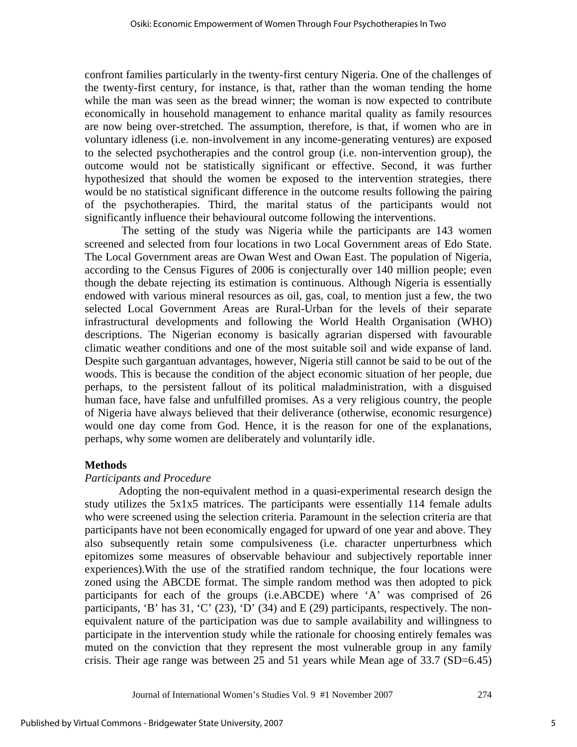confront families particularly in the twenty-first century Nigeria. One of the challenges of the twenty-first century, for instance, is that, rather than the woman tending the home while the man was seen as the bread winner; the woman is now expected to contribute economically in household management to enhance marital quality as family resources are now being over-stretched. The assumption, therefore, is that, if women who are in voluntary idleness (i.e. non-involvement in any income-generating ventures) are exposed to the selected psychotherapies and the control group (i.e. non-intervention group), the outcome would not be statistically significant or effective. Second, it was further hypothesized that should the women be exposed to the intervention strategies, there would be no statistical significant difference in the outcome results following the pairing of the psychotherapies. Third, the marital status of the participants would not significantly influence their behavioural outcome following the interventions.

The setting of the study was Nigeria while the participants are 143 women screened and selected from four locations in two Local Government areas of Edo State. The Local Government areas are Owan West and Owan East. The population of Nigeria, according to the Census Figures of 2006 is conjecturally over 140 million people; even though the debate rejecting its estimation is continuous. Although Nigeria is essentially endowed with various mineral resources as oil, gas, coal, to mention just a few, the two selected Local Government Areas are Rural-Urban for the levels of their separate infrastructural developments and following the World Health Organisation (WHO) descriptions. The Nigerian economy is basically agrarian dispersed with favourable climatic weather conditions and one of the most suitable soil and wide expanse of land. Despite such gargantuan advantages, however, Nigeria still cannot be said to be out of the woods. This is because the condition of the abject economic situation of her people, due perhaps, to the persistent fallout of its political maladministration, with a disguised human face, have false and unfulfilled promises. As a very religious country, the people of Nigeria have always believed that their deliverance (otherwise, economic resurgence) would one day come from God. Hence, it is the reason for one of the explanations, perhaps, why some women are deliberately and voluntarily idle.

## Methods

*Participants and Procedure*

Adopting the non-equivalent method in a quasi-experimental research design the study utilizes the 5x1x5 matrices. The participants were essentially 114 female adults who were screened using the selection criteria. Paramount in the selection criteria are that participants have not been economically engaged for upward of one year and above. They also subsequently retain some compulsiveness (i.e. character unperturbness which epitomizes some measures of observable behaviour and subjectively reportable inner experiences).With the use of the stratified random technique, the four locations were zoned using the ABCDE format. The simple random method was then adopted to pick participants for each of the groups (i.e.ABCDE) where 'A' was comprised of 26 participants, 'B' has 31, 'C' (23), 'D' (34) and E (29) participants, respectively. The non-equivalent nature of the participation was due to sample availability and willingness to participate in the intervention study while the rationale for choosing entirely females was muted on the conviction that they represent the most vulnerable group in any family crisis. Their age range was between 25 and 51 years while Mean age of 33.7 (SD=6.45)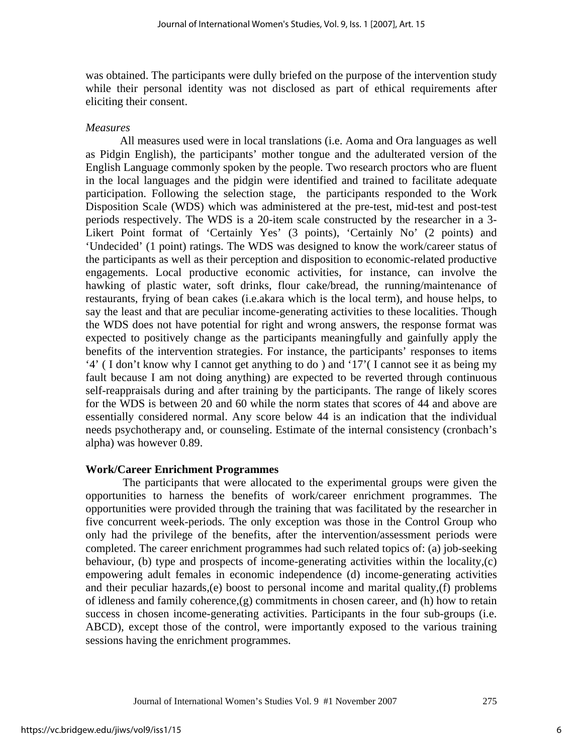was obtained. The participants were dully briefed on the purpose of the intervention study while their personal identity was not disclosed as part of ethical requirements after eliciting their consent.

*Measures*

All measures used were in local translations (i.e. Aoma and Ora languages as well as Pidgin English), the participants' mother tongue and the adulterated version of the English Language commonly spoken by the people. Two research proctors who are fluent in the local languages and the pidgin were identified and trained to facilitate adequate participation. Following the selection stage, the participants responded to the Work Disposition Scale (WDS) which was administered at the pre-test, mid-test and post-test periods respectively. The WDS is a 20-item scale constructed by the researcher in a 3-Likert Point format of 'Certainly Yes' (3 points), 'Certainly No' (2 points) and 'Undecided' (1 point) ratings. The WDS was designed to know the work/career status of the participants as well as their perception and disposition to economic-related productive engagements. Local productive economic activities, for instance, can involve the hawking of plastic water, soft drinks, flour cake/bread, the running/maintenance of restaurants, frying of bean cakes (i.e.akara which is the local term), and house helps, to say the least and that are peculiar income-generating activities to these localities. Though the WDS does not have potential for right and wrong answers, the response format was expected to positively change as the participants meaningfully and gainfully apply the benefits of the intervention strategies. For instance, the participants' responses to items '4' ( I don't know why I cannot get anything to do ) and '17'( I cannot see it as being my fault because I am not doing anything) are expected to be reverted through continuous self-reappraisals during and after training by the participants. The range of likely scores for the WDS is between 20 and 60 while the norm states that scores of 44 and above are essentially considered normal. Any score below 44 is an indication that the individual needs psychotherapy and, or counseling. Estimate of the internal consistency (cronbach's alpha) was however 0.89.

**Work/Career Enrichment Programmes**

The participants that were allocated to the experimental groups were given the opportunities to harness the benefits of work/career enrichment programmes. The opportunities were provided through the training that was facilitated by the researcher in five concurrent week-periods. The only exception was those in the Control Group who only had the privilege of the benefits, after the intervention/assessment periods were completed. The career enrichment programmes had such related topics of: (a) job-seeking behaviour, (b) type and prospects of income-generating activities within the locality,(c) empowering adult females in economic independence (d) income-generating activities and their peculiar hazards,(e) boost to personal income and marital quality,(f) problems of idleness and family coherence,(g) commitments in chosen career, and (h) how to retain success in chosen income-generating activities. Participants in the four sub-groups (i.e. ABCD), except those of the control, were importantly exposed to the various training sessions having the enrichment programmes.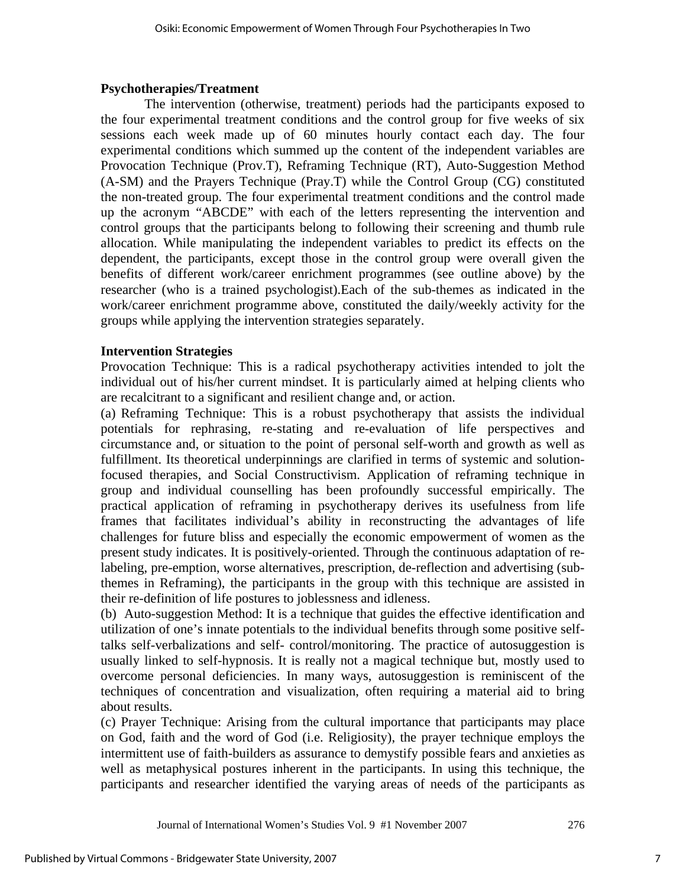**Psychotherapies/Treatment**

The intervention (otherwise, treatment) periods had the participants exposed to the four experimental treatment conditions and the control group for five weeks of six sessions each week made up of 60 minutes hourly contact each day. The four experimental conditions which summed up the content of the independent variables are Provocation Technique (Prov.T), Reframing Technique (RT), Auto-Suggestion Method (A-SM) and the Prayers Technique (Pray.T) while the Control Group (CG) constituted the non-treated group. The four experimental treatment conditions and the control made up the acronym "ABCDE" with each of the letters representing the intervention and control groups that the participants belong to following their screening and thumb rule allocation. While manipulating the independent variables to predict its effects on the dependent, the participants, except those in the control group were overall given the benefits of different work/career enrichment programmes (see outline above) by the researcher (who is a trained psychologist).Each of the sub-themes as indicated in the work/career enrichment programme above, constituted the daily/weekly activity for the groups while applying the intervention strategies separately.

**Intervention Strategies**

Provocation Technique: This is a radical psychotherapy activities intended to jolt the individual out of his/her current mindset. It is particularly aimed at helping clients who are recalcitrant to a significant and resilient change and, or action.

(a) Reframing Technique: This is a robust psychotherapy that assists the individual potentials for rephrasing, re-stating and re-evaluation of life perspectives and circumstance and, or situation to the point of personal self-worth and growth as well as fulfillment. Its theoretical underpinnings are clarified in terms of systemic and solution-focused therapies, and Social Constructivism. Application of reframing technique in group and individual counselling has been profoundly successful empirically. The practical application of reframing in psychotherapy derives its usefulness from life frames that facilitates individual's ability in reconstructing the advantages of life challenges for future bliss and especially the economic empowerment of women as the present study indicates. It is positively-oriented. Through the continuous adaptation of re-labeling, pre-emption, worse alternatives, prescription, de-reflection and advertising (sub-themes in Reframing), the participants in the group with this technique are assisted in their re-definition of life postures to joblessness and idleness.

(b) Auto-suggestion Method: It is a technique that guides the effective identification and utilization of one's innate potentials to the individual benefits through some positive self-talks self-verbalizations and self- control/monitoring. The practice of autosuggestion is usually linked to self-hypnosis. It is really not a magical technique but, mostly used to overcome personal deficiencies. In many ways, autosuggestion is reminiscent of the techniques of concentration and visualization, often requiring a material aid to bring about results.

(c) Prayer Technique: Arising from the cultural importance that participants may place on God, faith and the word of God (i.e. Religiosity), the prayer technique employs the intermittent use of faith-builders as assurance to demystify possible fears and anxieties as well as metaphysical postures inherent in the participants. In using this technique, the participants and researcher identified the varying areas of needs of the participants as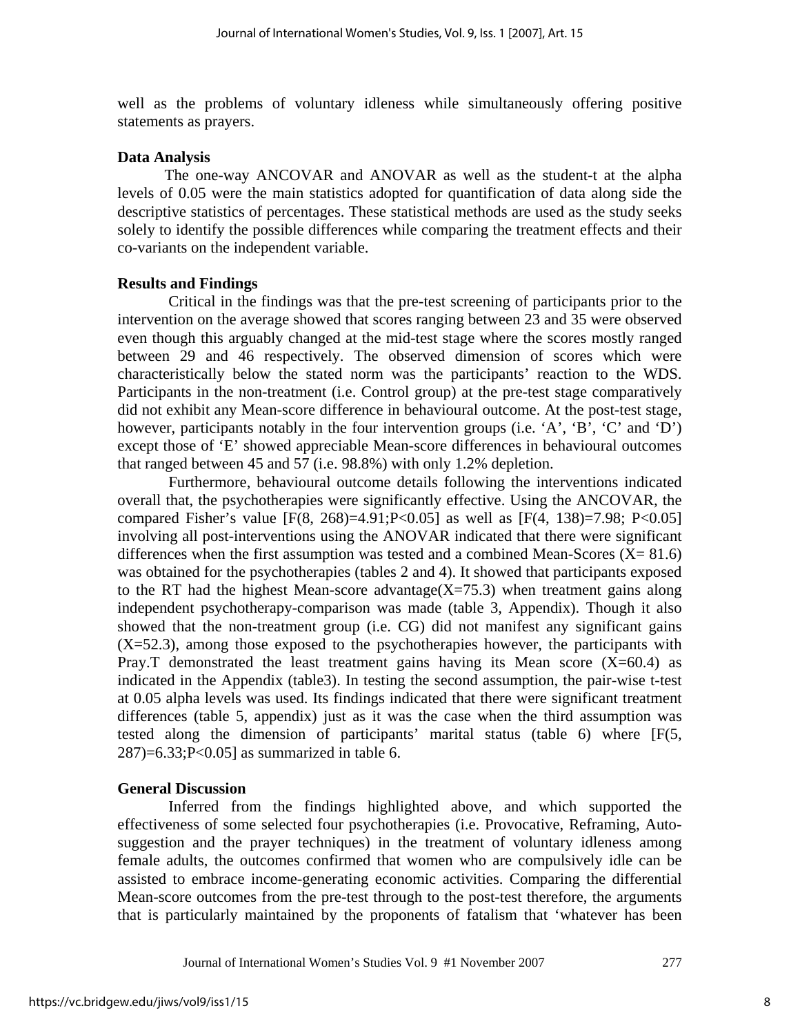well as the problems of voluntary idleness while simultaneously offering positive statements as prayers.

### Data Analysis

The one-way ANCOVAR and ANOVAR as well as the student-t at the alpha levels of 0.05 were the main statistics adopted for quantification of data along side the descriptive statistics of percentages. These statistical methods are used as the study seeks solely to identify the possible differences while comparing the treatment effects and their co-variants on the independent variable.

### Results and Findings

Critical in the findings was that the pre-test screening of participants prior to the intervention on the average showed that scores ranging between 23 and 35 were observed even though this arguably changed at the mid-test stage where the scores mostly ranged between 29 and 46 respectively. The observed dimension of scores which were characteristically below the stated norm was the participants' reaction to the WDS. Participants in the non-treatment (i.e. Control group) at the pre-test stage comparatively did not exhibit any Mean-score difference in behavioural outcome. At the post-test stage, however, participants notably in the four intervention groups (i.e. 'A', 'B', 'C' and 'D') except those of 'E' showed appreciable Mean-score differences in behavioural outcomes that ranged between 45 and 57 (i.e. 98.8%) with only 1.2% depletion.

Furthermore, behavioural outcome details following the interventions indicated overall that, the psychotherapies were significantly effective. Using the ANCOVAR, the compared Fisher's value [$F(8, 268)=4.91; P<0.05$] as well as [$F(4, 138)=7.98; P<0.05$] involving all post-interventions using the ANOVAR indicated that there were significant differences when the first assumption was tested and a combined Mean-Scores ($X= 81.6$) was obtained for the psychotherapies (tables 2 and 4). It showed that participants exposed to the RT had the highest Mean-score advantage($X=75.3$) when treatment gains along independent psychotherapy-comparison was made (table 3, Appendix). Though it also showed that the non-treatment group (i.e. CG) did not manifest any significant gains ($X=52.3$), among those exposed to the psychotherapies however, the participants with Pray.T demonstrated the least treatment gains having its Mean score ($X=60.4$) as indicated in the Appendix (table3). In testing the second assumption, the pair-wise t-test at 0.05 alpha levels was used. Its findings indicated that there were significant treatment differences (table 5, appendix) just as it was the case when the third assumption was tested along the dimension of participants' marital status (table 6) where [$F(5, 287)=6.33; P<0.05$] as summarized in table 6.

### General Discussion

Inferred from the findings highlighted above, and which supported the effectiveness of some selected four psychotherapies (i.e. Provocative, Reframing, Auto-suggestion and the prayer techniques) in the treatment of voluntary idleness among female adults, the outcomes confirmed that women who are compulsively idle can be assisted to embrace income-generating economic activities. Comparing the differential Mean-score outcomes from the pre-test through to the post-test therefore, the arguments that is particularly maintained by the proponents of fatalism that 'whatever has been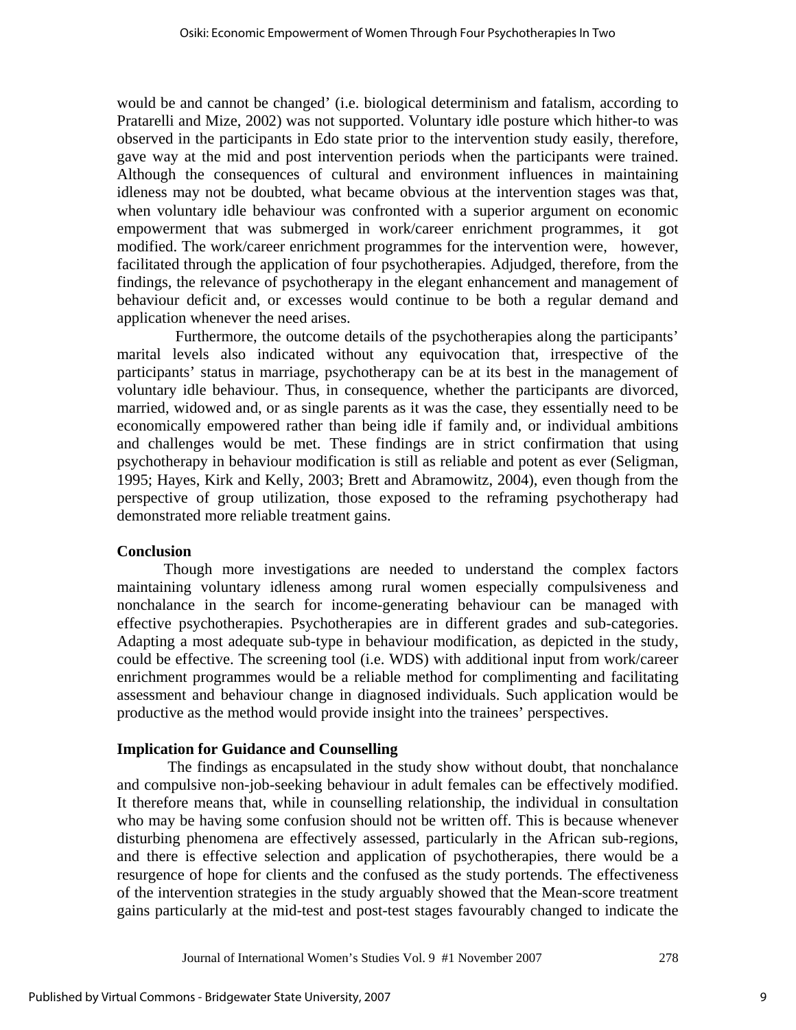would be and cannot be changed' (i.e. biological determinism and fatalism, according to Pratarelli and Mize, 2002) was not supported. Voluntary idle posture which hither-to was observed in the participants in Edo state prior to the intervention study easily, therefore, gave way at the mid and post intervention periods when the participants were trained. Although the consequences of cultural and environment influences in maintaining idleness may not be doubted, what became obvious at the intervention stages was that, when voluntary idle behaviour was confronted with a superior argument on economic empowerment that was submerged in work/career enrichment programmes, it got modified. The work/career enrichment programmes for the intervention were, however, facilitated through the application of four psychotherapies. Adjudged, therefore, from the findings, the relevance of psychotherapy in the elegant enhancement and management of behaviour deficit and, or excesses would continue to be both a regular demand and application whenever the need arises.

Furthermore, the outcome details of the psychotherapies along the participants' marital levels also indicated without any equivocation that, irrespective of the participants' status in marriage, psychotherapy can be at its best in the management of voluntary idle behaviour. Thus, in consequence, whether the participants are divorced, married, widowed and, or as single parents as it was the case, they essentially need to be economically empowered rather than being idle if family and, or individual ambitions and challenges would be met. These findings are in strict confirmation that using psychotherapy in behaviour modification is still as reliable and potent as ever (Seligman, 1995; Hayes, Kirk and Kelly, 2003; Brett and Abramowitz, 2004), even though from the perspective of group utilization, those exposed to the reframing psychotherapy had demonstrated more reliable treatment gains.

**Conclusion**

Though more investigations are needed to understand the complex factors maintaining voluntary idleness among rural women especially compulsiveness and nonchalance in the search for income-generating behaviour can be managed with effective psychotherapies. Psychotherapies are in different grades and sub-categories. Adapting a most adequate sub-type in behaviour modification, as depicted in the study, could be effective. The screening tool (i.e. WDS) with additional input from work/career enrichment programmes would be a reliable method for complimenting and facilitating assessment and behaviour change in diagnosed individuals. Such application would be productive as the method would provide insight into the trainees' perspectives.

**Implication for Guidance and Counselling**

The findings as encapsulated in the study show without doubt, that nonchalance and compulsive non-job-seeking behaviour in adult females can be effectively modified. It therefore means that, while in counselling relationship, the individual in consultation who may be having some confusion should not be written off. This is because whenever disturbing phenomena are effectively assessed, particularly in the African sub-regions, and there is effective selection and application of psychotherapies, there would be a resurgence of hope for clients and the confused as the study portends. The effectiveness of the intervention strategies in the study arguably showed that the Mean-score treatment gains particularly at the mid-test and post-test stages favourably changed to indicate the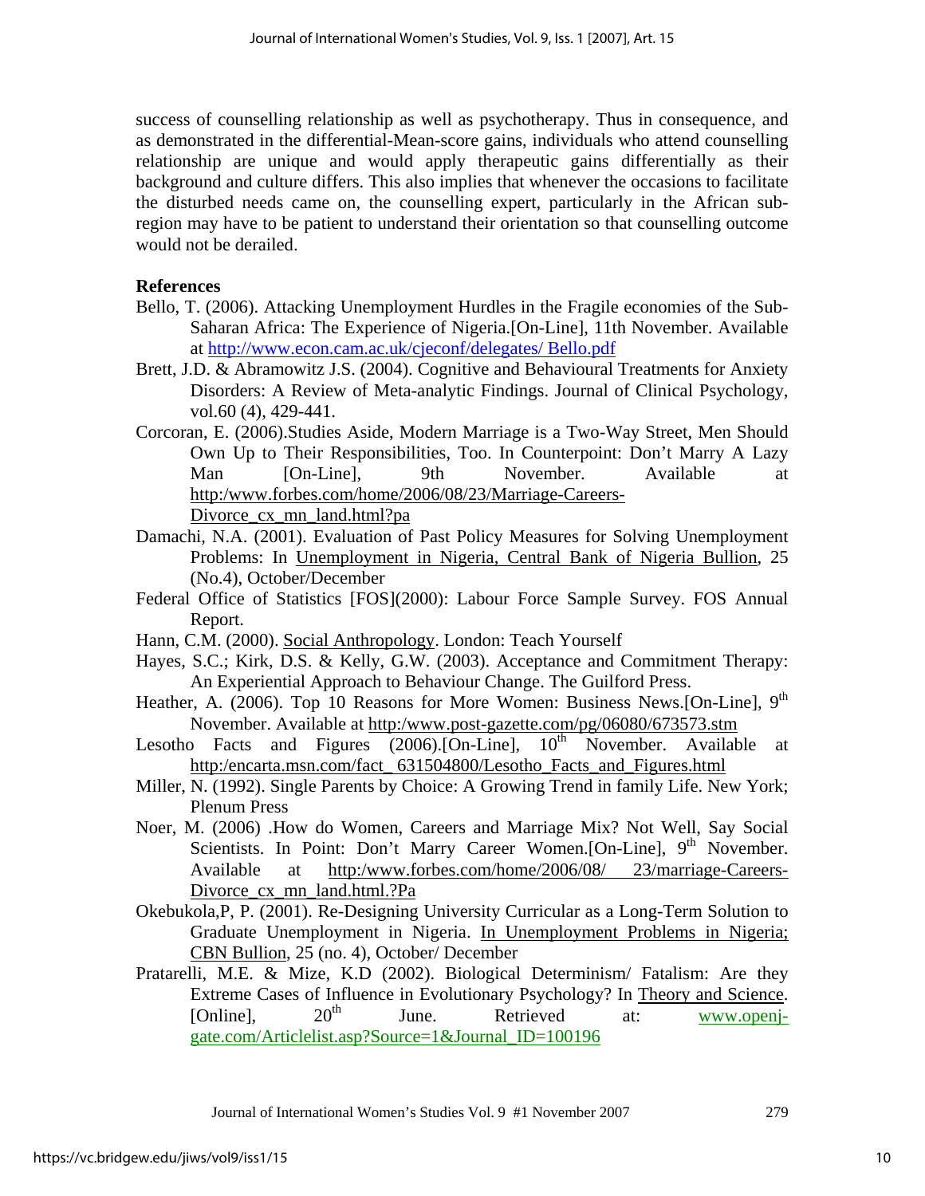success of counselling relationship as well as psychotherapy. Thus in consequence, and as demonstrated in the differential-Mean-score gains, individuals who attend counselling relationship are unique and would apply therapeutic gains differentially as their background and culture differs. This also implies that whenever the occasions to facilitate the disturbed needs came on, the counselling expert, particularly in the African sub-region may have to be patient to understand their orientation so that counselling outcome would not be derailed.

**References**

Bello, T. (2006). Attacking Unemployment Hurdles in the Fragile economies of the Sub-Saharan Africa: The Experience of Nigeria.[On-Line], 11th November. Available at http://www.econ.cam.ac.uk/cjeconf/delegates/ Bello.pdf

Brett, J.D. & Abramowitz J.S. (2004). Cognitive and Behavioural Treatments for Anxiety Disorders: A Review of Meta-analytic Findings. Journal of Clinical Psychology, vol.60 (4), 429-441.

Corcoran, E. (2006).Studies Aside, Modern Marriage is a Two-Way Street, Men Should Own Up to Their Responsibilities, Too. In Counterpoint: Don't Marry A Lazy Man [On-Line], 9th November. Available at http:/www.forbes.com/home/2006/08/23/Marriage-Careers-Divorce_cx_mn_land.html?pa

Damachi, N.A. (2001). Evaluation of Past Policy Measures for Solving Unemployment Problems: In Unemployment in Nigeria, Central Bank of Nigeria Bullion, 25 (No.4), October/December

Federal Office of Statistics [FOS](2000): Labour Force Sample Survey. FOS Annual Report.

Hann, C.M. (2000). Social Anthropology. London: Teach Yourself

Hayes, S.C.; Kirk, D.S. & Kelly, G.W. (2003). Acceptance and Commitment Therapy: An Experiential Approach to Behaviour Change. The Guilford Press.

Heather, A. (2006). Top 10 Reasons for More Women: Business News.[On-Line], 9th November. Available at http:/www.post-gazette.com/pg/06080/673573.stm

Lesotho Facts and Figures (2006).[On-Line], 10th November. Available at http:/encarta.msn.com/fact_ 631504800/Lesotho_Facts_and_Figures.html

Miller, N. (1992). Single Parents by Choice: A Growing Trend in family Life. New York; Plenum Press

Noer, M. (2006) .How do Women, Careers and Marriage Mix? Not Well, Say Social Scientists. In Point: Don't Marry Career Women.[On-Line], 9th November. Available at http:/www.forbes.com/home/2006/08/ 23/marriage-Careers-Divorce_cx_mn_land.html.?Pa

Okebukola,P, P. (2001). Re-Designing University Curricular as a Long-Term Solution to Graduate Unemployment in Nigeria. In Unemployment Problems in Nigeria; CBN Bullion, 25 (no. 4), October/ December

Pratarelli, M.E. & Mize, K.D (2002). Biological Determinism/ Fatalism: Are they Extreme Cases of Influence in Evolutionary Psychology? In Theory and Science. [Online], 20th June. Retrieved at: www.openj-gate.com/Articlelist.asp?Source=1&Journal_ID=100196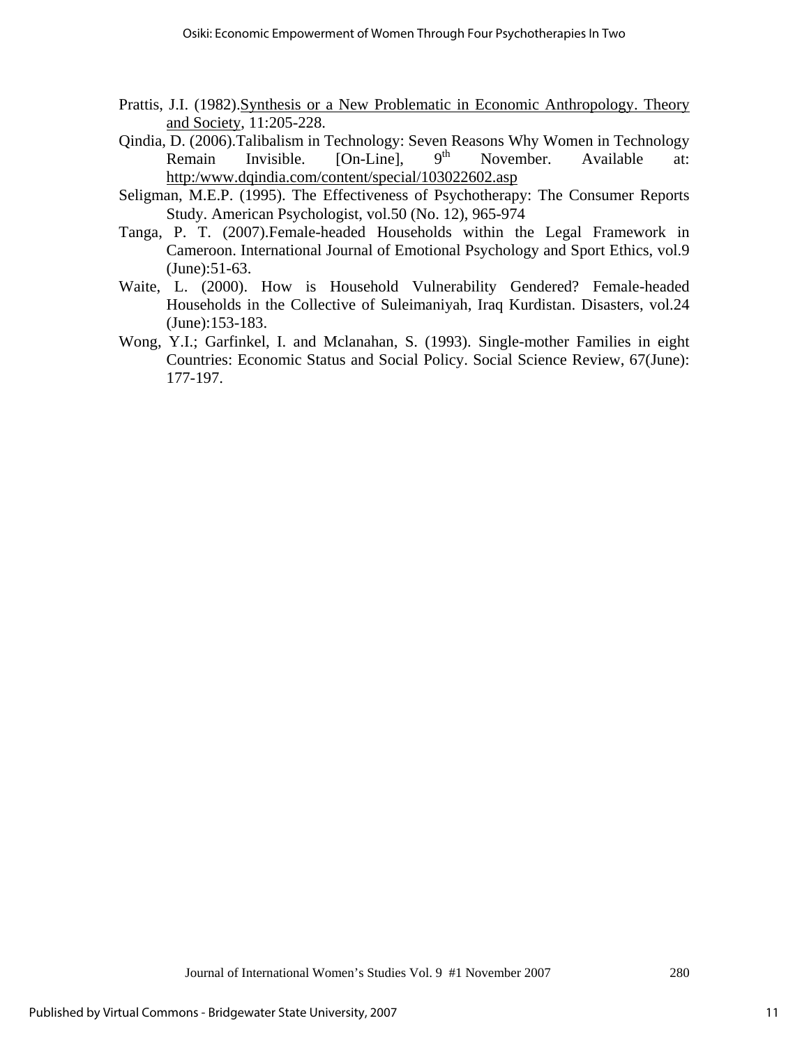Prattis, J.I. (1982).Synthesis or a New Problematic in Economic Anthropology. Theory and Society, 11:205-228.

Qindia, D. (2006).Talibalism in Technology: Seven Reasons Why Women in Technology Remain Invisible. [On-Line], 9th November. Available at: http:/www.dqindia.com/content/special/103022602.asp

Seligman, M.E.P. (1995). The Effectiveness of Psychotherapy: The Consumer Reports Study. American Psychologist, vol.50 (No. 12), 965-974

Tanga, P. T. (2007).Female-headed Households within the Legal Framework in Cameroon. International Journal of Emotional Psychology and Sport Ethics, vol.9 (June):51-63.

Waite, L. (2000). How is Household Vulnerability Gendered? Female-headed Households in the Collective of Suleimaniyah, Iraq Kurdistan. Disasters, vol.24 (June):153-183.

Wong, Y.I.; Garfinkel, I. and Mclanahan, S. (1993). Single-mother Families in eight Countries: Economic Status and Social Policy. Social Science Review, 67(June): 177-197.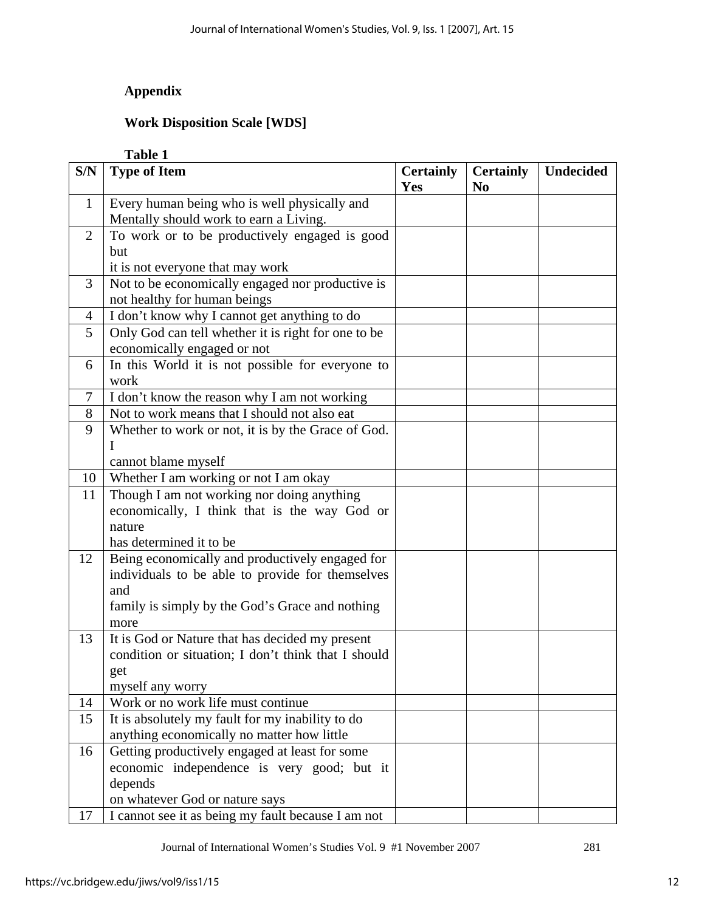**Appendix**

**Work Disposition Scale [WDS]**

**Table 1**

| S/N | Type of Item | Certainly Yes | Certainly No | Undecided |
|---|---|---|---|---|
| 1 | Every human being who is well physically and Mentally should work to earn a Living. | | | |
| 2 | To work or to be productively engaged is good but it is not everyone that may work | | | |
| 3 | Not to be economically engaged nor productive is not healthy for human beings | | | |
| 4 | I don't know why I cannot get anything to do | | | |
| 5 | Only God can tell whether it is right for one to be economically engaged or not | | | |
| 6 | In this World it is not possible for everyone to work | | | |
| 7 | I don't know the reason why I am not working | | | |
| 8 | Not to work means that I should not also eat | | | |
| 9 | Whether to work or not, it is by the Grace of God. I cannot blame myself | | | |
| 10 | Whether I am working or not I am okay | | | |
| 11 | Though I am not working nor doing anything economically, I think that is the way God or nature has determined it to be | | | |
| 12 | Being economically and productively engaged for individuals to be able to provide for themselves and family is simply by the God's Grace and nothing more | | | |
| 13 | It is God or Nature that has decided my present condition or situation; I don't think that I should get myself any worry | | | |
| 14 | Work or no work life must continue | | | |
| 15 | It is absolutely my fault for my inability to do anything economically no matter how little | | | |
| 16 | Getting productively engaged at least for some economic independence is very good; but it depends on whatever God or nature says | | | |
| 17 | I cannot see it as being my fault because I am not | | | |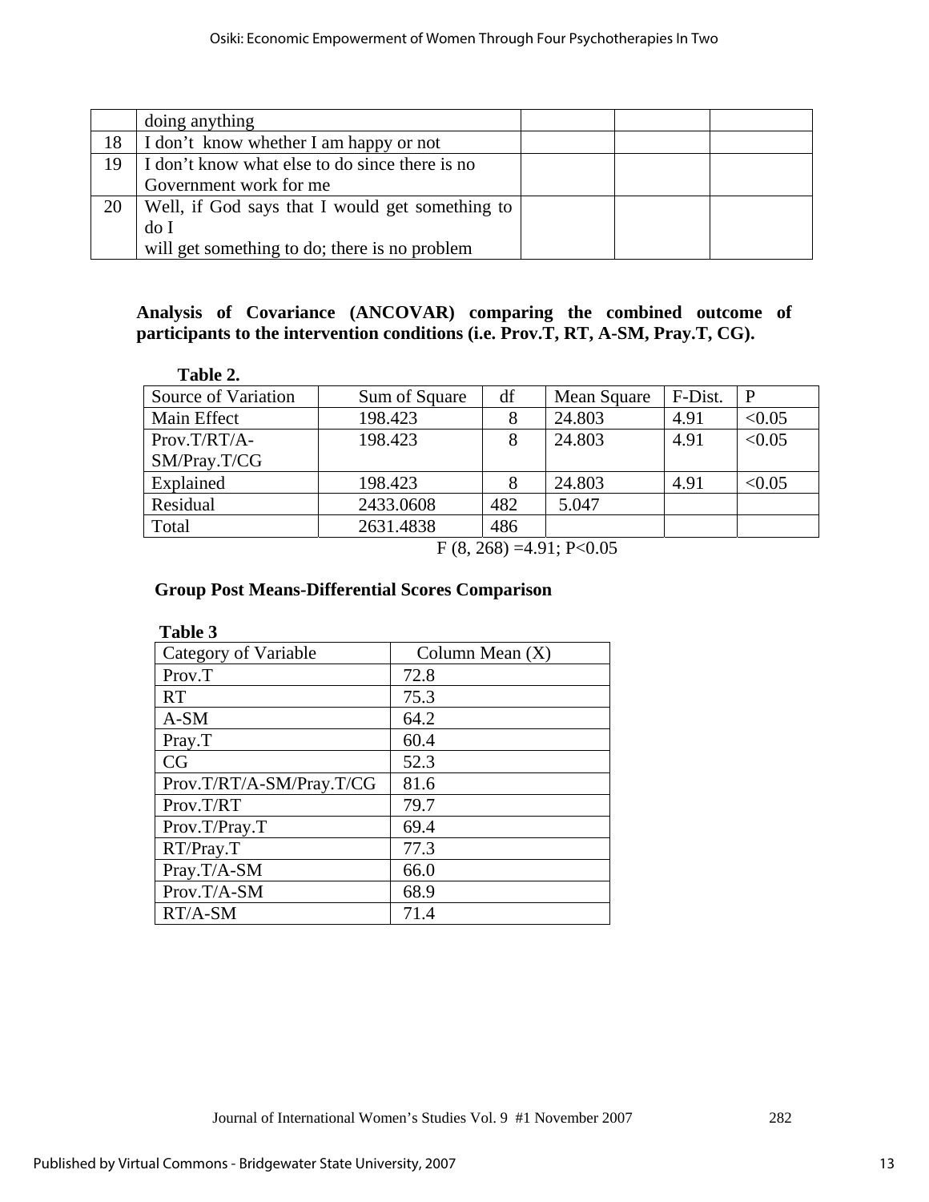| | doing anything | | | |
|---|---|---|---|---|
| 18 | I don’t know whether I am happy or not | | | |
| 19 | I don’t know what else to do since there is no Government work for me | | | |
| 20 | Well, if God says that I would get something to do I will get something to do; there is no problem | | | |

**Analysis of Covariance (ANCOVAR) comparing the combined outcome of participants to the intervention conditions (i.e. Prov.T, RT, A-SM, Pray.T, CG).**

**Table 2.**

| Source of Variation | Sum of Square | df | Mean Square | F-Dist. | P |
|---|---|---|---|---|---|
| Main Effect | 198.423 | 8 | 24.803 | 4.91 | <0.05 |
| Prov.T/RT/A-SM/Pray.T/CG | 198.423 | 8 | 24.803 | 4.91 | <0.05 |
| Explained | 198.423 | 8 | 24.803 | 4.91 | <0.05 |
| Residual | 2433.0608 | 482 | 5.047 | | |
| Total | 2631.4838 | 486 | | | |

$F (8, 268) = 4.91; P<0.05$

**Group Post Means-Differential Scores Comparison**

**Table 3**

| Category of Variable | Column Mean (X) |
|---|---|
| Prov.T | 72.8 |
| RT | 75.3 |
| A-SM | 64.2 |
| Pray.T | 60.4 |
| CG | 52.3 |
| Prov.T/RT/A-SM/Pray.T/CG | 81.6 |
| Prov.T/RT | 79.7 |
| Prov.T/Pray.T | 69.4 |
| RT/Pray.T | 77.3 |
| Pray.T/A-SM | 66.0 |
| Prov.T/A-SM | 68.9 |
| RT/A-SM | 71.4 |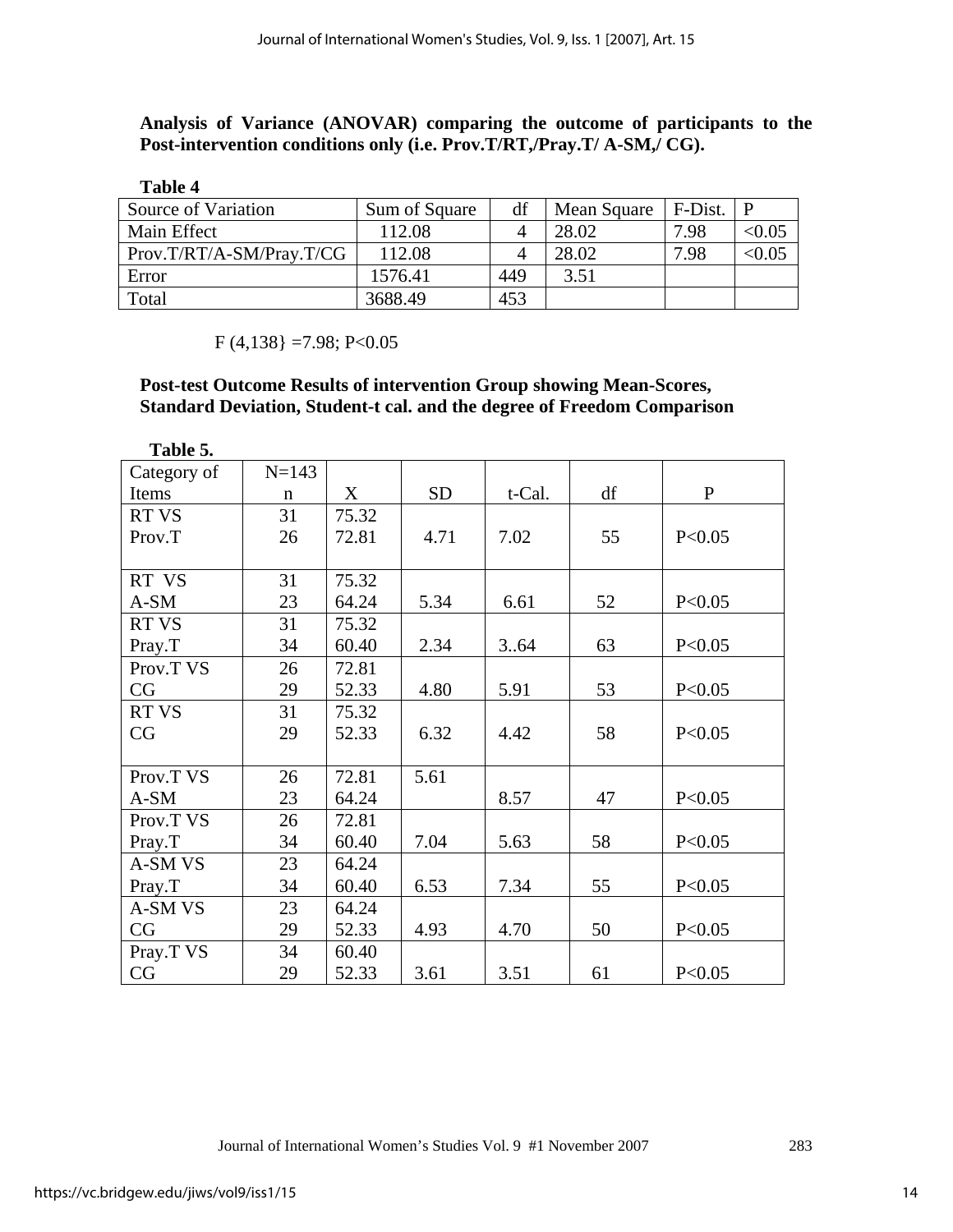**Analysis of Variance (ANOVAR) comparing the outcome of participants to the Post-intervention conditions only (i.e. Prov.T/RT,/Pray.T/ A-SM,/ CG).**

**Table 4**

| Source of Variation | Sum of Square | df | Mean Square | F-Dist. | P |
|---|---|---|---|---|---|
| Main Effect | 112.08 | 4 | 28.02 | 7.98 | <0.05 |
| Prov.T/RT/A-SM/Pray.T/CG | 112.08 | 4 | 28.02 | 7.98 | <0.05 |
| Error | 1576.41 | 449 | 3.51 | | |
| Total | 3688.49 | 453 | | | |

F (4,138} =7.98; P<0.05

**Post-test Outcome Results of intervention Group showing Mean-Scores, Standard Deviation, Student-t cal. and the degree of Freedom Comparison**

**Table 5.**

| Category of Items | N=143 n | X | SD | t-Cal. | df | P |
|---|---|---|---|---|---|---|
| RT VS<br>Prov.T | 31<br>26 | 75.32<br>72.81 | 4.71 | 7.02 | 55 | P<0.05 |
| RT VS<br>A-SM | 31<br>23 | 75.32<br>64.24 | 5.34 | 6.61 | 52 | P<0.05 |
| RT VS<br>Pray.T | 31<br>34 | 75.32<br>60.40 | 2.34 | 3..64 | 63 | P<0.05 |
| Prov.T VS<br>CG | 26<br>29 | 72.81<br>52.33 | 4.80 | 5.91 | 53 | P<0.05 |
| RT VS<br>CG | 31<br>29 | 75.32<br>52.33 | 6.32 | 4.42 | 58 | P<0.05 |
| Prov.T VS<br>A-SM | 26<br>23 | 72.81<br>64.24 | 5.61 | 8.57 | 47 | P<0.05 |
| Prov.T VS<br>Pray.T | 26<br>34 | 72.81<br>60.40 | 7.04 | 5.63 | 58 | P<0.05 |
| A-SM VS<br>Pray.T | 23<br>34 | 64.24<br>60.40 | 6.53 | 7.34 | 55 | P<0.05 |
| A-SM VS<br>CG | 23<br>29 | 64.24<br>52.33 | 4.93 | 4.70 | 50 | P<0.05 |
| Pray.T VS<br>CG | 34<br>29 | 60.40<br>52.33 | 3.61 | 3.51 | 61 | P<0.05 |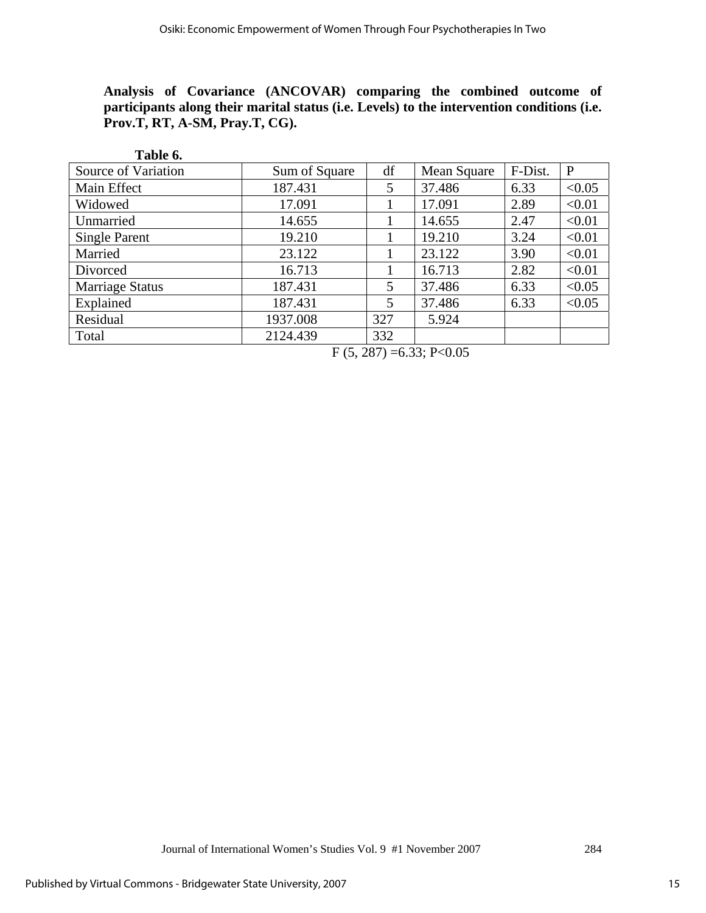**Analysis of Covariance (ANCOVAR) comparing the combined outcome of participants along their marital status (i.e. Levels) to the intervention conditions (i.e. Prov.T, RT, A-SM, Pray.T, CG).**

**Table 6.**

| Source of Variation | Sum of Square | df | Mean Square | F-Dist. | P |
|---|---|---|---|---|---|
| Main Effect | 187.431 | 5 | 37.486 | 6.33 | <0.05 |
| Widowed | 17.091 | 1 | 17.091 | 2.89 | <0.01 |
| Unmarried | 14.655 | 1 | 14.655 | 2.47 | <0.01 |
| Single Parent | 19.210 | 1 | 19.210 | 3.24 | <0.01 |
| Married | 23.122 | 1 | 23.122 | 3.90 | <0.01 |
| Divorced | 16.713 | 1 | 16.713 | 2.82 | <0.01 |
| Marriage Status | 187.431 | 5 | 37.486 | 6.33 | <0.05 |
| Explained | 187.431 | 5 | 37.486 | 6.33 | <0.05 |
| Residual | 1937.008 | 327 | 5.924 | | |
| Total | 2124.439 | 332 | | | |

$F (5, 287) = 6.33; P < 0.05$